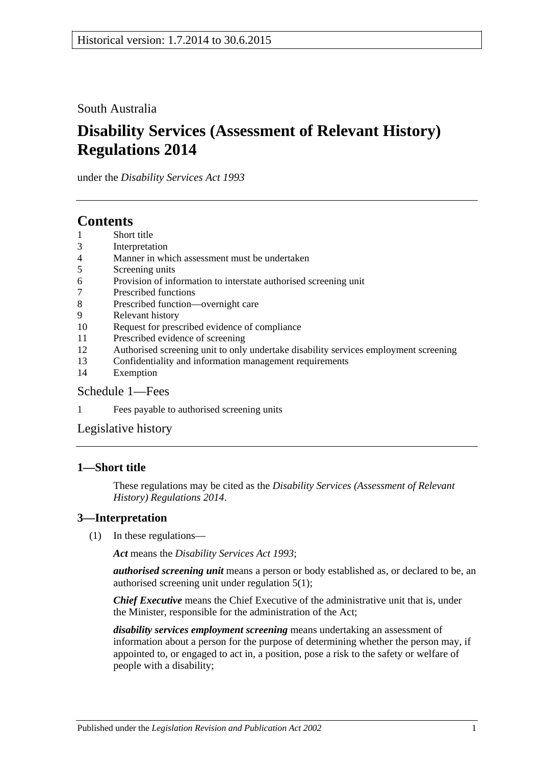Historical version: 1.7.2014 to 30.6.2015

South Australia

# Disability Services (Assessment of Relevant History) Regulations 2014

under the *Disability Services Act 1993*

## Contents

1 Short title
3 Interpretation
4 Manner in which assessment must be undertaken
5 Screening units
6 Provision of information to interstate authorised screening unit
7 Prescribed functions
8 Prescribed function—overnight care
9 Relevant history
10 Request for prescribed evidence of compliance
11 Prescribed evidence of screening
12 Authorised screening unit to only undertake disability services employment screening
13 Confidentiality and information management requirements
14 Exemption

Schedule 1—Fees

1 Fees payable to authorised screening units

Legislative history

### 1—Short title

These regulations may be cited as the *Disability Services (Assessment of Relevant History) Regulations 2014*.

### 3—Interpretation

(1) In these regulations—

***Act*** means the *Disability Services Act 1993*;

***authorised screening unit*** means a person or body established as, or declared to be, an authorised screening unit under regulation 5(1);

***Chief Executive*** means the Chief Executive of the administrative unit that is, under the Minister, responsible for the administration of the Act;

***disability services employment screening*** means undertaking an assessment of information about a person for the purpose of determining whether the person may, if appointed to, or engaged to act in, a position, pose a risk to the safety or welfare of people with a disability;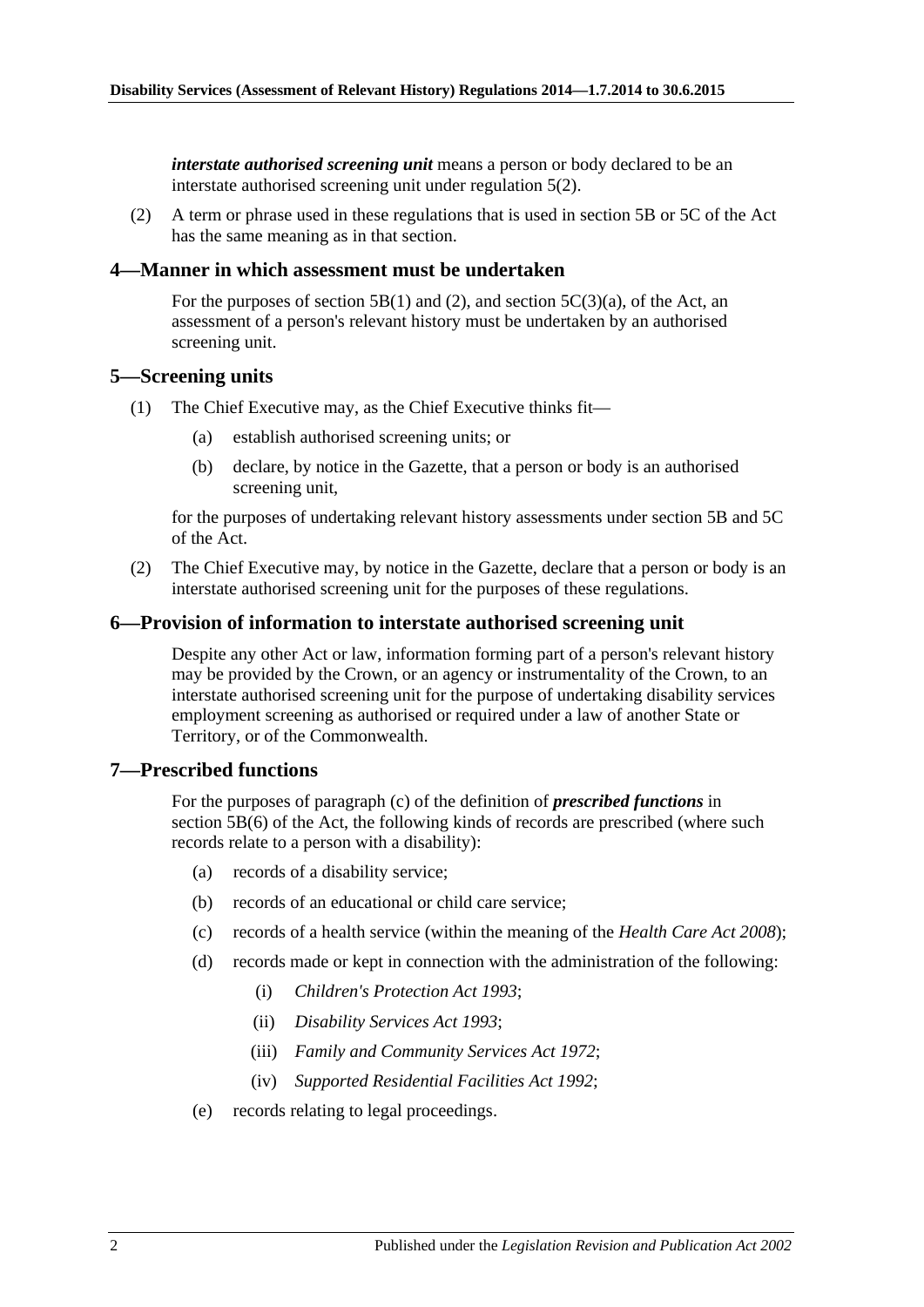***interstate authorised screening unit*** means a person or body declared to be an interstate authorised screening unit under regulation 5(2).

(2) A term or phrase used in these regulations that is used in section 5B or 5C of the Act has the same meaning as in that section.

## 4—Manner in which assessment must be undertaken

For the purposes of section 5B(1) and (2), and section 5C(3)(a), of the Act, an assessment of a person's relevant history must be undertaken by an authorised screening unit.

## 5—Screening units

(1) The Chief Executive may, as the Chief Executive thinks fit—

- (a) establish authorised screening units; or
- (b) declare, by notice in the Gazette, that a person or body is an authorised screening unit,

for the purposes of undertaking relevant history assessments under section 5B and 5C of the Act.

(2) The Chief Executive may, by notice in the Gazette, declare that a person or body is an interstate authorised screening unit for the purposes of these regulations.

## 6—Provision of information to interstate authorised screening unit

Despite any other Act or law, information forming part of a person's relevant history may be provided by the Crown, or an agency or instrumentality of the Crown, to an interstate authorised screening unit for the purpose of undertaking disability services employment screening as authorised or required under a law of another State or Territory, or of the Commonwealth.

## 7—Prescribed functions

For the purposes of paragraph (c) of the definition of ***prescribed functions*** in section 5B(6) of the Act, the following kinds of records are prescribed (where such records relate to a person with a disability):

- (a) records of a disability service;
- (b) records of an educational or child care service;
- (c) records of a health service (within the meaning of the *Health Care Act 2008*);
- (d) records made or kept in connection with the administration of the following:
  - (i) *Children's Protection Act 1993*;
  - (ii) *Disability Services Act 1993*;
  - (iii) *Family and Community Services Act 1972*;
  - (iv) *Supported Residential Facilities Act 1992*;
- (e) records relating to legal proceedings.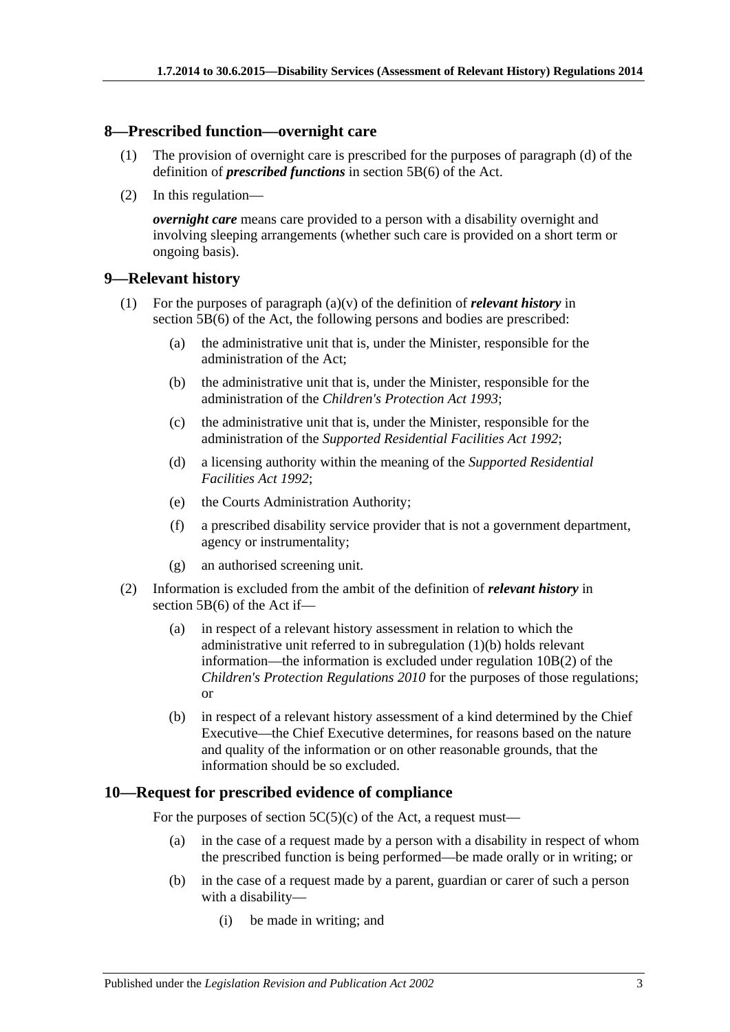## 8—Prescribed function—overnight care

(1) The provision of overnight care is prescribed for the purposes of paragraph (d) of the definition of ***prescribed functions*** in section 5B(6) of the Act.

(2) In this regulation—

***overnight care*** means care provided to a person with a disability overnight and involving sleeping arrangements (whether such care is provided on a short term or ongoing basis).

## 9—Relevant history

(1) For the purposes of paragraph (a)(v) of the definition of ***relevant history*** in section 5B(6) of the Act, the following persons and bodies are prescribed:

- (a) the administrative unit that is, under the Minister, responsible for the administration of the Act;
- (b) the administrative unit that is, under the Minister, responsible for the administration of the *Children's Protection Act 1993*;
- (c) the administrative unit that is, under the Minister, responsible for the administration of the *Supported Residential Facilities Act 1992*;
- (d) a licensing authority within the meaning of the *Supported Residential Facilities Act 1992*;
- (e) the Courts Administration Authority;
- (f) a prescribed disability service provider that is not a government department, agency or instrumentality;
- (g) an authorised screening unit.

(2) Information is excluded from the ambit of the definition of ***relevant history*** in section 5B(6) of the Act if—

- (a) in respect of a relevant history assessment in relation to which the administrative unit referred to in subregulation (1)(b) holds relevant information—the information is excluded under regulation 10B(2) of the *Children's Protection Regulations 2010* for the purposes of those regulations; or
- (b) in respect of a relevant history assessment of a kind determined by the Chief Executive—the Chief Executive determines, for reasons based on the nature and quality of the information or on other reasonable grounds, that the information should be so excluded.

## 10—Request for prescribed evidence of compliance

For the purposes of section 5C(5)(c) of the Act, a request must—

- (a) in the case of a request made by a person with a disability in respect of whom the prescribed function is being performed—be made orally or in writing; or
- (b) in the case of a request made by a parent, guardian or carer of such a person with a disability—
  - (i) be made in writing; and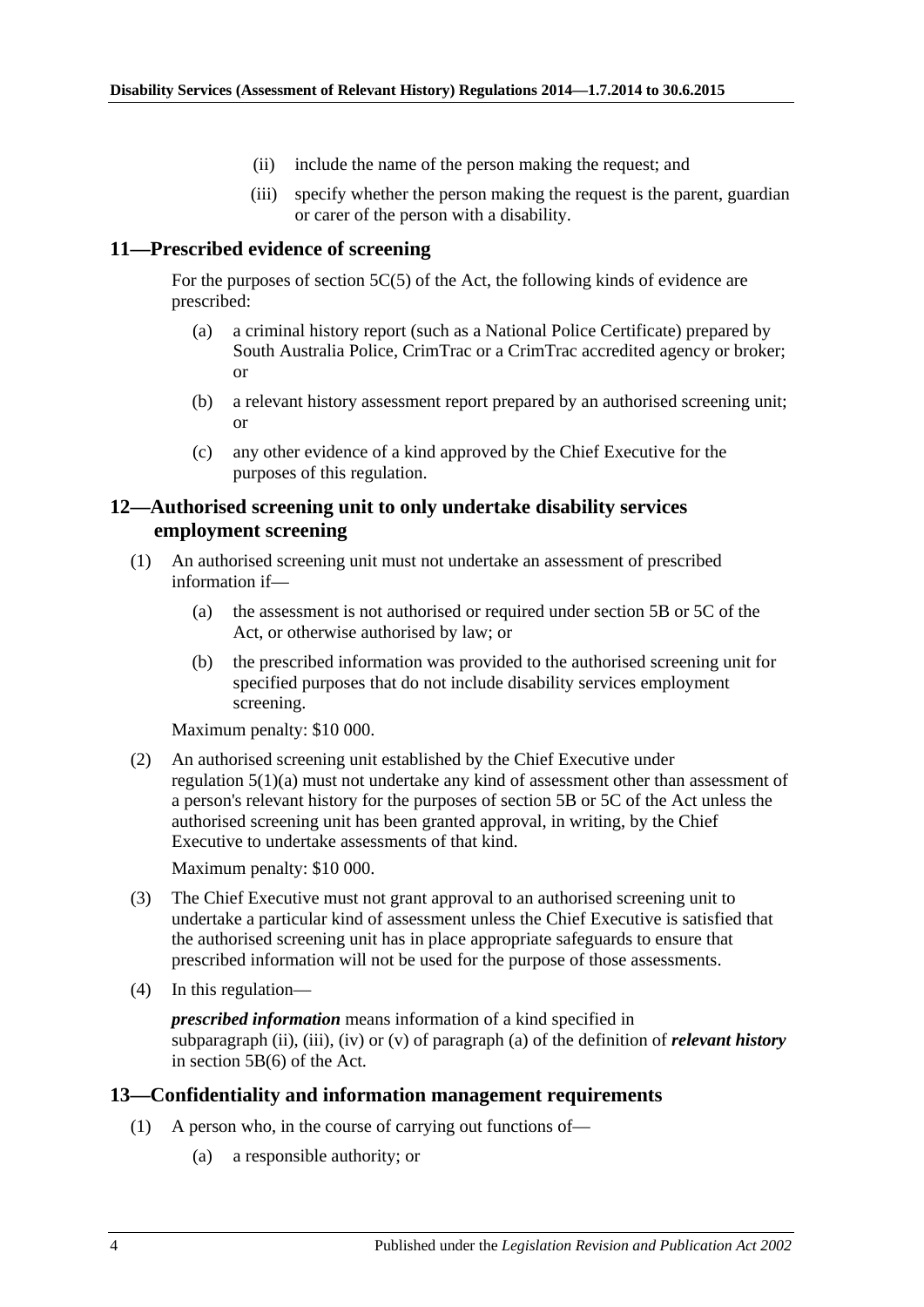(ii) include the name of the person making the request; and

(iii) specify whether the person making the request is the parent, guardian or carer of the person with a disability.

## 11—Prescribed evidence of screening

For the purposes of section 5C(5) of the Act, the following kinds of evidence are prescribed:

(a) a criminal history report (such as a National Police Certificate) prepared by South Australia Police, CrimTrac or a CrimTrac accredited agency or broker; or

(b) a relevant history assessment report prepared by an authorised screening unit; or

(c) any other evidence of a kind approved by the Chief Executive for the purposes of this regulation.

## 12—Authorised screening unit to only undertake disability services employment screening

(1) An authorised screening unit must not undertake an assessment of prescribed information if—

(a) the assessment is not authorised or required under section 5B or 5C of the Act, or otherwise authorised by law; or

(b) the prescribed information was provided to the authorised screening unit for specified purposes that do not include disability services employment screening.

Maximum penalty: $10 000.

(2) An authorised screening unit established by the Chief Executive under regulation 5(1)(a) must not undertake any kind of assessment other than assessment of a person's relevant history for the purposes of section 5B or 5C of the Act unless the authorised screening unit has been granted approval, in writing, by the Chief Executive to undertake assessments of that kind.

Maximum penalty: $10 000.

(3) The Chief Executive must not grant approval to an authorised screening unit to undertake a particular kind of assessment unless the Chief Executive is satisfied that the authorised screening unit has in place appropriate safeguards to ensure that prescribed information will not be used for the purpose of those assessments.

(4) In this regulation—

***prescribed information*** means information of a kind specified in subparagraph (ii), (iii), (iv) or (v) of paragraph (a) of the definition of ***relevant history*** in section 5B(6) of the Act.

## 13—Confidentiality and information management requirements

(1) A person who, in the course of carrying out functions of—

(a) a responsible authority; or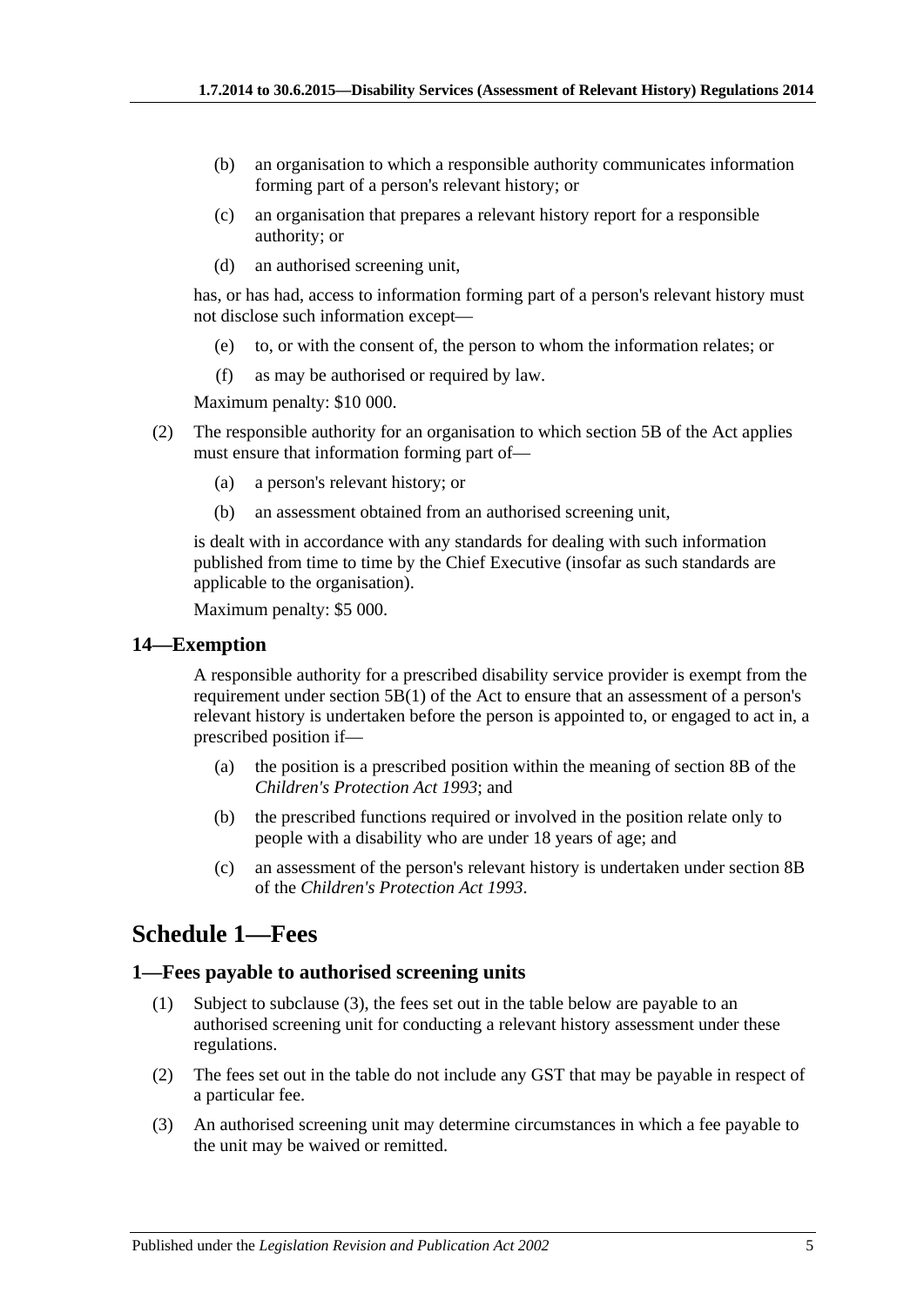(b) an organisation to which a responsible authority communicates information forming part of a person's relevant history; or

(c) an organisation that prepares a relevant history report for a responsible authority; or

(d) an authorised screening unit,

has, or has had, access to information forming part of a person's relevant history must not disclose such information except—

(e) to, or with the consent of, the person to whom the information relates; or

(f) as may be authorised or required by law.

Maximum penalty: $10 000.

(2) The responsible authority for an organisation to which section 5B of the Act applies must ensure that information forming part of—

(a) a person's relevant history; or

(b) an assessment obtained from an authorised screening unit,

is dealt with in accordance with any standards for dealing with such information published from time to time by the Chief Executive (insofar as such standards are applicable to the organisation).

Maximum penalty: $5 000.

### 14—Exemption

A responsible authority for a prescribed disability service provider is exempt from the requirement under section 5B(1) of the Act to ensure that an assessment of a person's relevant history is undertaken before the person is appointed to, or engaged to act in, a prescribed position if—

(a) the position is a prescribed position within the meaning of section 8B of the *Children's Protection Act 1993*; and

(b) the prescribed functions required or involved in the position relate only to people with a disability who are under 18 years of age; and

(c) an assessment of the person's relevant history is undertaken under section 8B of the *Children's Protection Act 1993*.

## Schedule 1—Fees

### 1—Fees payable to authorised screening units

(1) Subject to subclause (3), the fees set out in the table below are payable to an authorised screening unit for conducting a relevant history assessment under these regulations.

(2) The fees set out in the table do not include any GST that may be payable in respect of a particular fee.

(3) An authorised screening unit may determine circumstances in which a fee payable to the unit may be waived or remitted.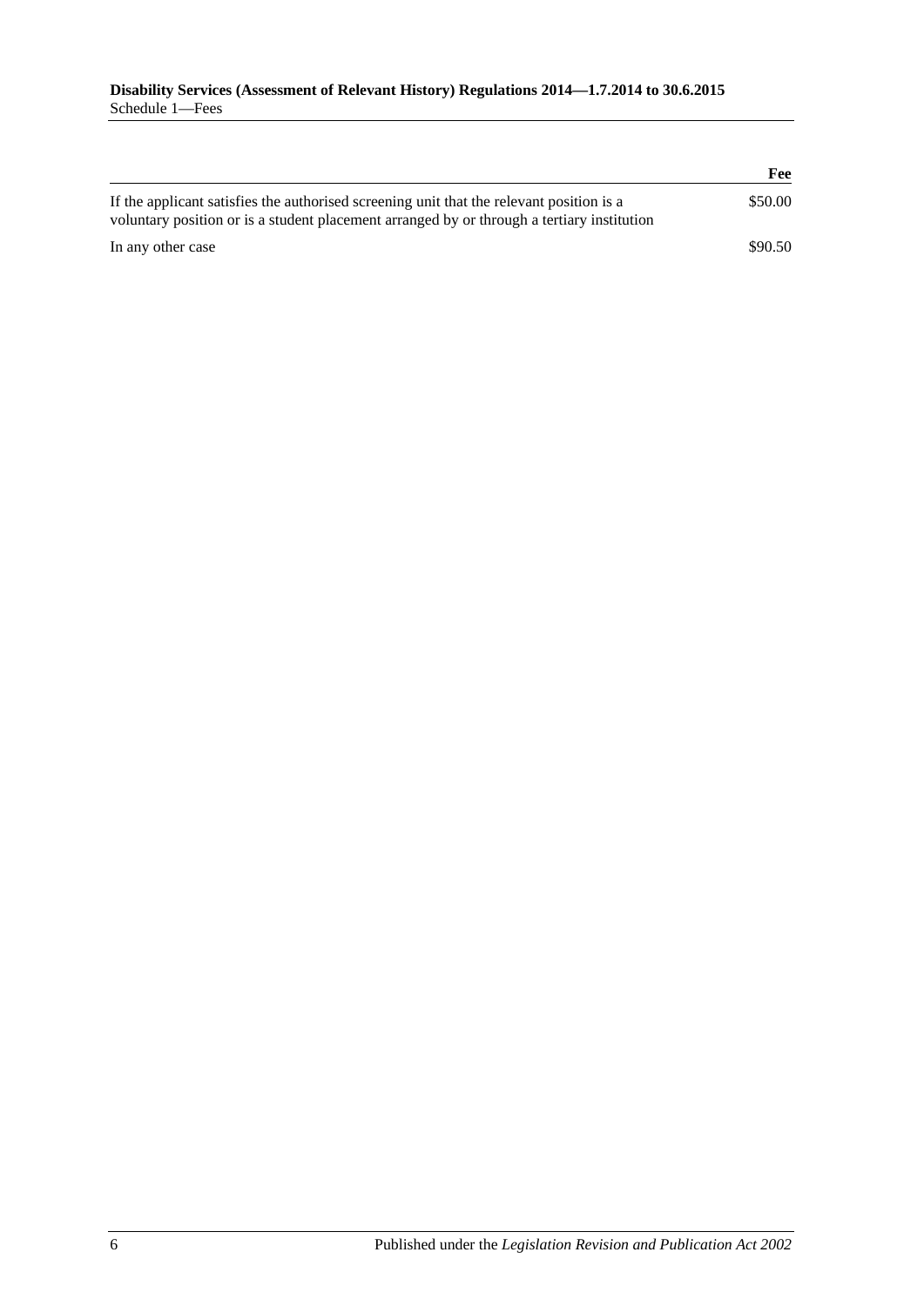| | Fee |
|---|---|
| If the applicant satisfies the authorised screening unit that the relevant position is a voluntary position or is a student placement arranged by or through a tertiary institution | $50.00 |
| In any other case | $90.50 |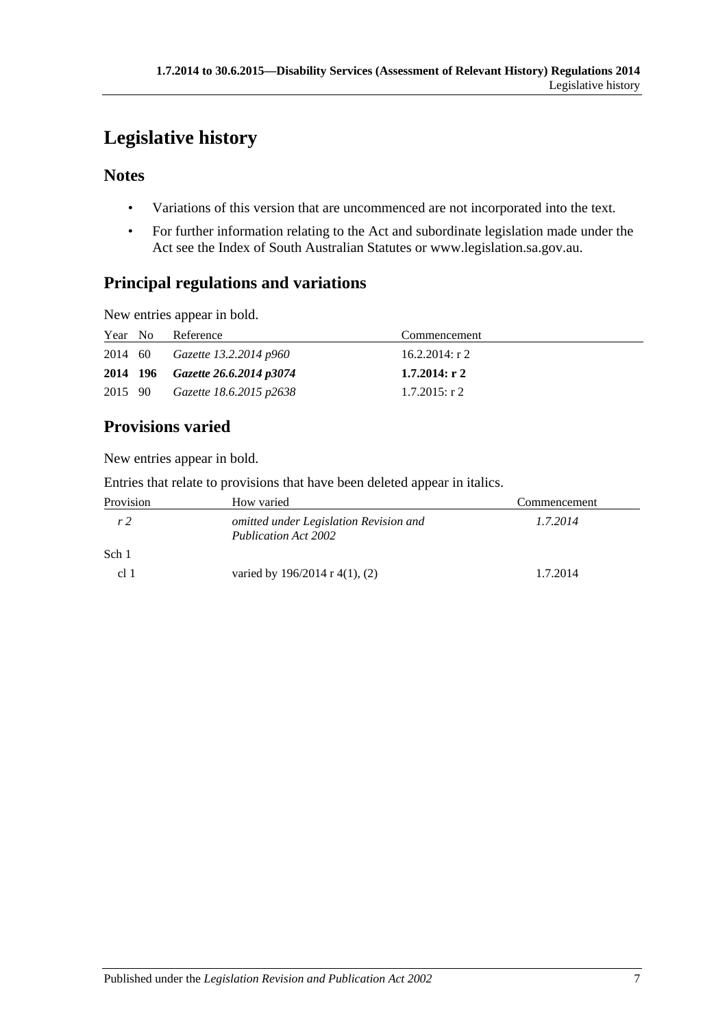# Legislative history

## Notes

- Variations of this version that are uncommenced are not incorporated into the text.
- For further information relating to the Act and subordinate legislation made under the Act see the Index of South Australian Statutes or www.legislation.sa.gov.au.

## Principal regulations and variations

New entries appear in bold.

| Year | No | Reference | Commencement |
|---|---|---|---|
| 2014 | 60 | *Gazette 13.2.2014 p960* | 16.2.2014: r 2 |
| **2014** | **196** | ***Gazette 26.6.2014 p3074*** | **1.7.2014: r 2** |
| 2015 | 90 | *Gazette 18.6.2015 p2638* | 1.7.2015: r 2 |

## Provisions varied

New entries appear in bold.

Entries that relate to provisions that have been deleted appear in italics.

| Provision | How varied | Commencement |
|---|---|---|
| *r 2* | *omitted under Legislation Revision and Publication Act 2002* | *1.7.2014* |
| Sch 1 | | |
| cl 1 | varied by 196/2014 r 4(1), (2) | 1.7.2014 |